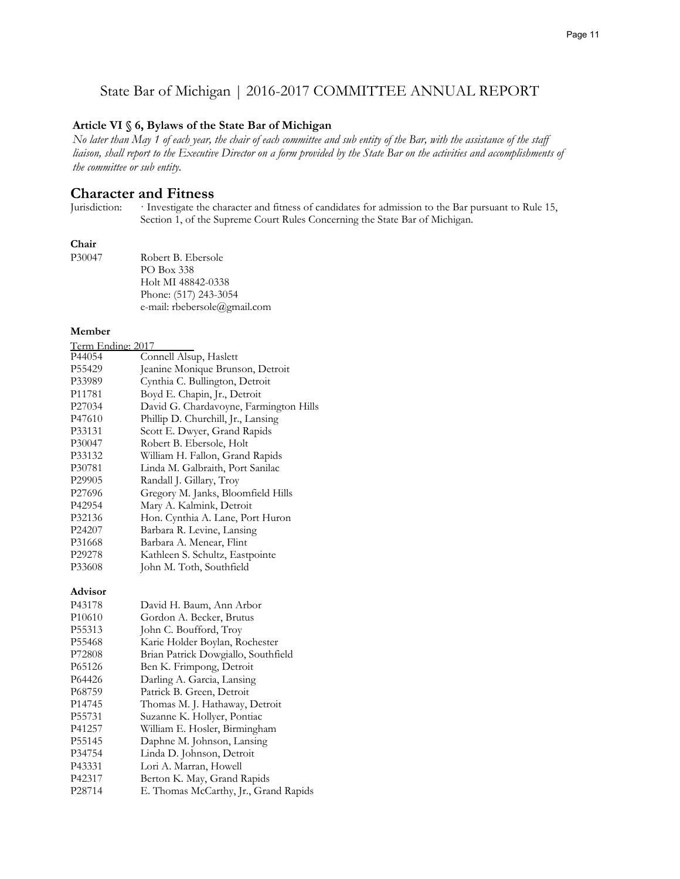# State Bar of Michigan | 2016-2017 COMMITTEE ANNUAL REPORT

**Article VI § 6, Bylaws of the State Bar of Michigan**

*No later than May 1 of each year, the chair of each committee and sub entity of the Bar, with the assistance of the staff liaison, shall report to the Executive Director on a form provided by the State Bar on the activities and accomplishments of the committee or sub entity.*

## Character and Fitness

Jurisdiction: · Investigate the character and fitness of candidates for admission to the Bar pursuant to Rule 15, Section 1, of the Supreme Court Rules Concerning the State Bar of Michigan.

### Chair

P30047 Robert B. Ebersole
PO Box 338
Holt MI 48842-0338
Phone: (517) 243-3054
e-mail: rbebersole@gmail.com

### Member

Term Ending: 2017

| | |
|---|---|
| P44054 | Connell Alsup, Haslett |
| P55429 | Jeanine Monique Brunson, Detroit |
| P33989 | Cynthia C. Bullington, Detroit |
| P11781 | Boyd E. Chapin, Jr., Detroit |
| P27034 | David G. Chardavoyne, Farmington Hills |
| P47610 | Phillip D. Churchill, Jr., Lansing |
| P33131 | Scott E. Dwyer, Grand Rapids |
| P30047 | Robert B. Ebersole, Holt |
| P33132 | William H. Fallon, Grand Rapids |
| P30781 | Linda M. Galbraith, Port Sanilac |
| P29905 | Randall J. Gillary, Troy |
| P27696 | Gregory M. Janks, Bloomfield Hills |
| P42954 | Mary A. Kalmink, Detroit |
| P32136 | Hon. Cynthia A. Lane, Port Huron |
| P24207 | Barbara R. Levine, Lansing |
| P31668 | Barbara A. Menear, Flint |
| P29278 | Kathleen S. Schultz, Eastpointe |
| P33608 | John M. Toth, Southfield |

### Advisor

| | |
|---|---|
| P43178 | David H. Baum, Ann Arbor |
| P10610 | Gordon A. Becker, Brutus |
| P55313 | John C. Boufford, Troy |
| P55468 | Karie Holder Boylan, Rochester |
| P72808 | Brian Patrick Dowgiallo, Southfield |
| P65126 | Ben K. Frimpong, Detroit |
| P64426 | Darling A. Garcia, Lansing |
| P68759 | Patrick B. Green, Detroit |
| P14745 | Thomas M. J. Hathaway, Detroit |
| P55731 | Suzanne K. Hollyer, Pontiac |
| P41257 | William E. Hosler, Birmingham |
| P55145 | Daphne M. Johnson, Lansing |
| P34754 | Linda D. Johnson, Detroit |
| P43331 | Lori A. Marran, Howell |
| P42317 | Berton K. May, Grand Rapids |
| P28714 | E. Thomas McCarthy, Jr., Grand Rapids |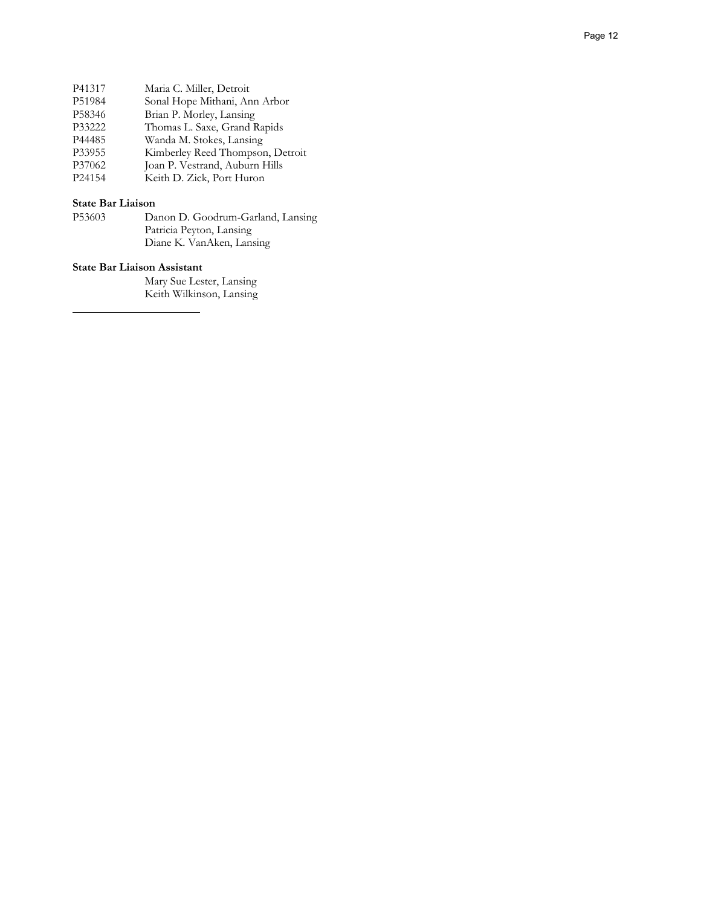P41317 Maria C. Miller, Detroit
P51984 Sonal Hope Mithani, Ann Arbor
P58346 Brian P. Morley, Lansing
P33222 Thomas L. Saxe, Grand Rapids
P44485 Wanda M. Stokes, Lansing
P33955 Kimberley Reed Thompson, Detroit
P37062 Joan P. Vestrand, Auburn Hills
P24154 Keith D. Zick, Port Huron

**State Bar Liaison**

P53603 Danon D. Goodrum-Garland, Lansing
Patricia Peyton, Lansing
Diane K. VanAken, Lansing

**State Bar Liaison Assistant**

Mary Sue Lester, Lansing
Keith Wilkinson, Lansing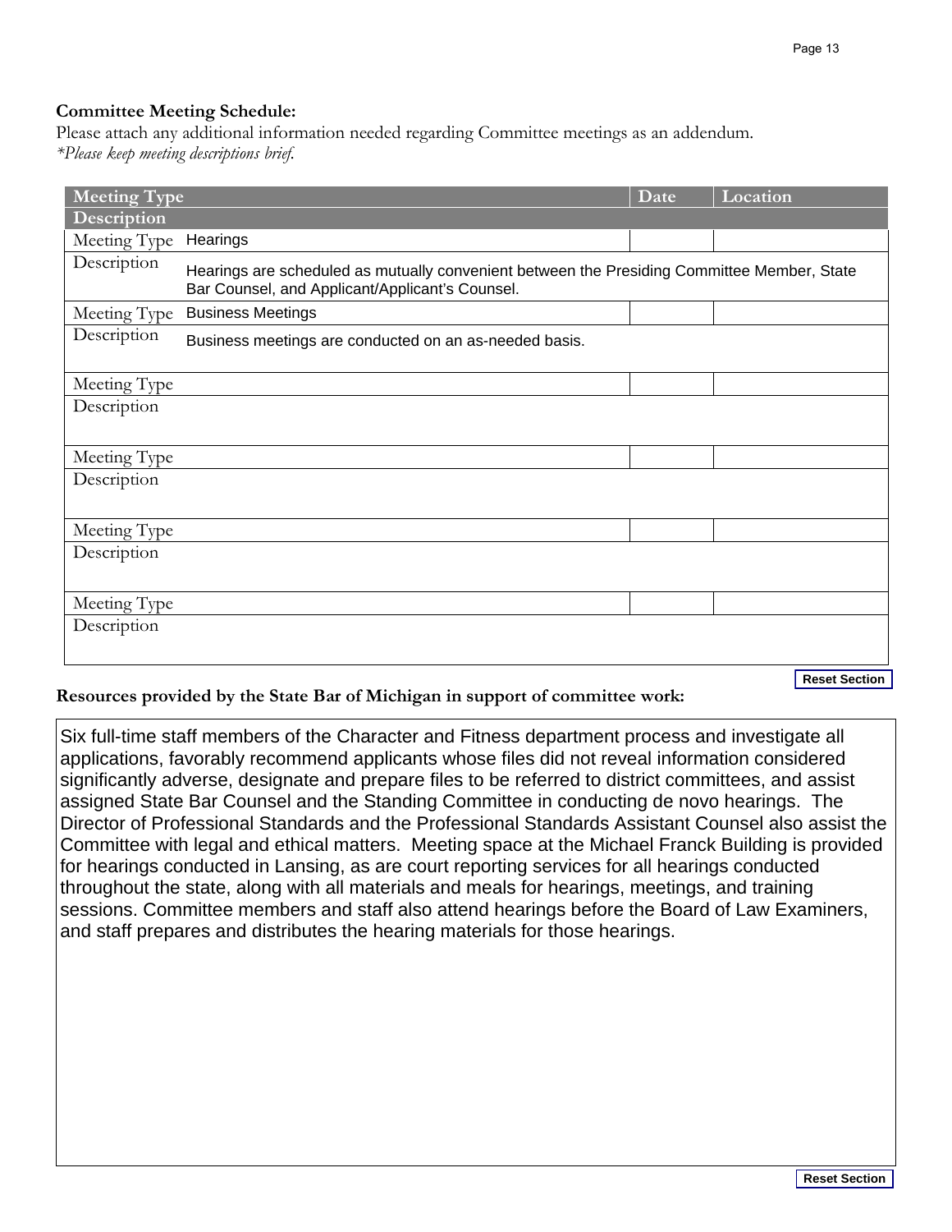**Committee Meeting Schedule:**

Please attach any additional information needed regarding Committee meetings as an addendum.
*\*Please keep meeting descriptions brief.*

| Meeting Type / Description | Date | Location |
|---|---|---|
| Meeting Type: Hearings | | |
| Description: Hearings are scheduled as mutually convenient between the Presiding Committee Member, State Bar Counsel, and Applicant/Applicant's Counsel. | | |
| Meeting Type: Business Meetings | | |
| Description: Business meetings are conducted on an as-needed basis. | | |
| Meeting Type | | |
| Description | | |
| Meeting Type | | |
| Description | | |
| Meeting Type | | |
| Description | | |
| Meeting Type | | |
| Description | | |

Reset Section

**Resources provided by the State Bar of Michigan in support of committee work:**

Six full-time staff members of the Character and Fitness department process and investigate all applications, favorably recommend applicants whose files did not reveal information considered significantly adverse, designate and prepare files to be referred to district committees, and assist assigned State Bar Counsel and the Standing Committee in conducting de novo hearings. The Director of Professional Standards and the Professional Standards Assistant Counsel also assist the Committee with legal and ethical matters. Meeting space at the Michael Franck Building is provided for hearings conducted in Lansing, as are court reporting services for all hearings conducted throughout the state, along with all materials and meals for hearings, meetings, and training sessions. Committee members and staff also attend hearings before the Board of Law Examiners, and staff prepares and distributes the hearing materials for those hearings.

Reset Section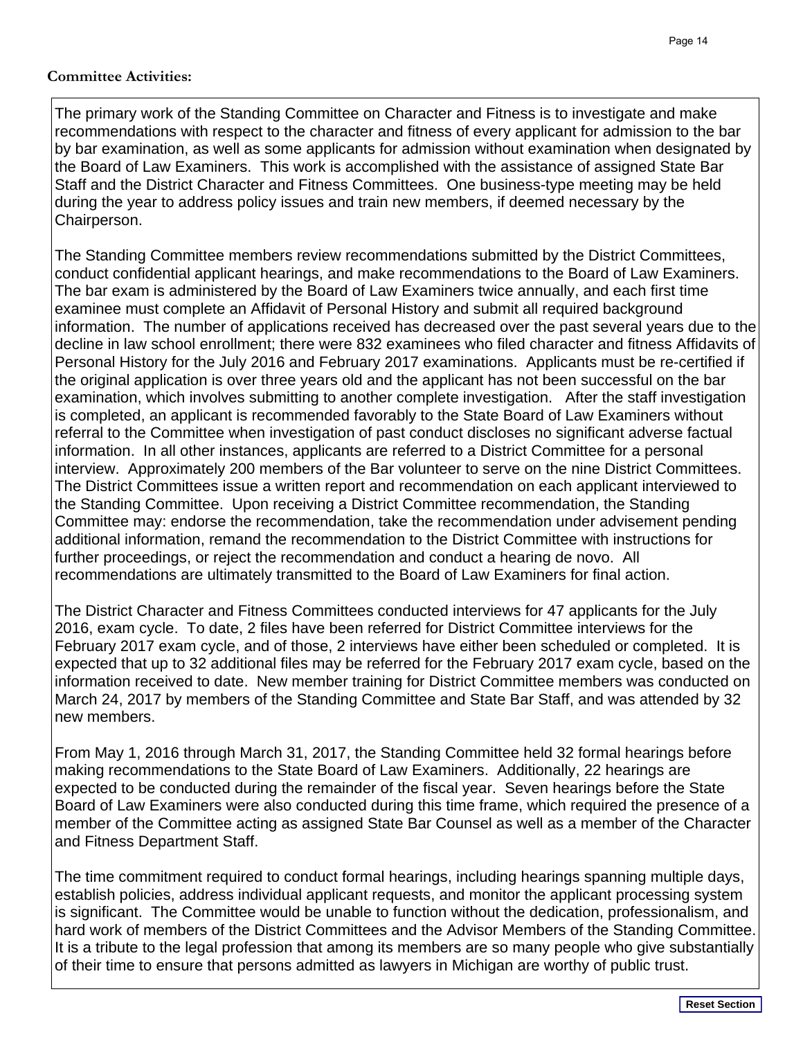**Committee Activities:**

The primary work of the Standing Committee on Character and Fitness is to investigate and make recommendations with respect to the character and fitness of every applicant for admission to the bar by bar examination, as well as some applicants for admission without examination when designated by the Board of Law Examiners. This work is accomplished with the assistance of assigned State Bar Staff and the District Character and Fitness Committees. One business-type meeting may be held during the year to address policy issues and train new members, if deemed necessary by the Chairperson.

The Standing Committee members review recommendations submitted by the District Committees, conduct confidential applicant hearings, and make recommendations to the Board of Law Examiners. The bar exam is administered by the Board of Law Examiners twice annually, and each first time examinee must complete an Affidavit of Personal History and submit all required background information. The number of applications received has decreased over the past several years due to the decline in law school enrollment; there were 832 examinees who filed character and fitness Affidavits of Personal History for the July 2016 and February 2017 examinations. Applicants must be re-certified if the original application is over three years old and the applicant has not been successful on the bar examination, which involves submitting to another complete investigation. After the staff investigation is completed, an applicant is recommended favorably to the State Board of Law Examiners without referral to the Committee when investigation of past conduct discloses no significant adverse factual information. In all other instances, applicants are referred to a District Committee for a personal interview. Approximately 200 members of the Bar volunteer to serve on the nine District Committees. The District Committees issue a written report and recommendation on each applicant interviewed to the Standing Committee. Upon receiving a District Committee recommendation, the Standing Committee may: endorse the recommendation, take the recommendation under advisement pending additional information, remand the recommendation to the District Committee with instructions for further proceedings, or reject the recommendation and conduct a hearing de novo. All recommendations are ultimately transmitted to the Board of Law Examiners for final action.

The District Character and Fitness Committees conducted interviews for 47 applicants for the July 2016, exam cycle. To date, 2 files have been referred for District Committee interviews for the February 2017 exam cycle, and of those, 2 interviews have either been scheduled or completed. It is expected that up to 32 additional files may be referred for the February 2017 exam cycle, based on the information received to date. New member training for District Committee members was conducted on March 24, 2017 by members of the Standing Committee and State Bar Staff, and was attended by 32 new members.

From May 1, 2016 through March 31, 2017, the Standing Committee held 32 formal hearings before making recommendations to the State Board of Law Examiners. Additionally, 22 hearings are expected to be conducted during the remainder of the fiscal year. Seven hearings before the State Board of Law Examiners were also conducted during this time frame, which required the presence of a member of the Committee acting as assigned State Bar Counsel as well as a member of the Character and Fitness Department Staff.

The time commitment required to conduct formal hearings, including hearings spanning multiple days, establish policies, address individual applicant requests, and monitor the applicant processing system is significant. The Committee would be unable to function without the dedication, professionalism, and hard work of members of the District Committees and the Advisor Members of the Standing Committee. It is a tribute to the legal profession that among its members are so many people who give substantially of their time to ensure that persons admitted as lawyers in Michigan are worthy of public trust.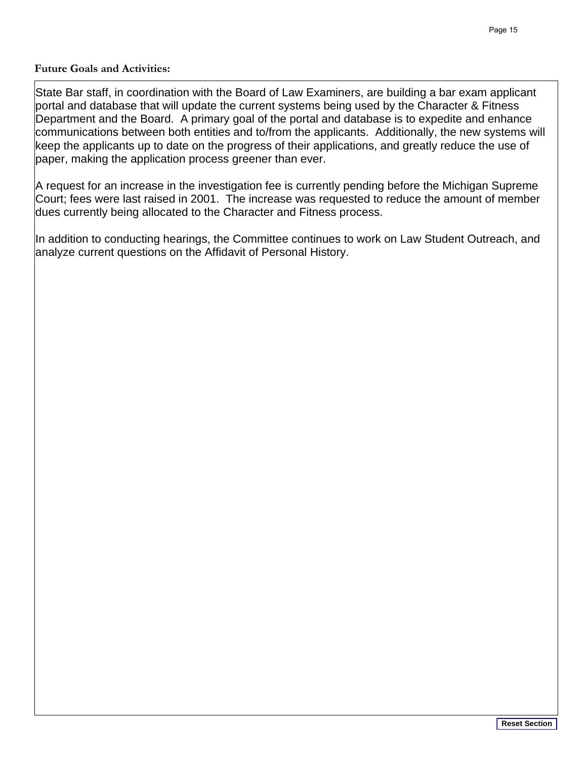**Future Goals and Activities:**

State Bar staff, in coordination with the Board of Law Examiners, are building a bar exam applicant portal and database that will update the current systems being used by the Character & Fitness Department and the Board. A primary goal of the portal and database is to expedite and enhance communications between both entities and to/from the applicants. Additionally, the new systems will keep the applicants up to date on the progress of their applications, and greatly reduce the use of paper, making the application process greener than ever.

A request for an increase in the investigation fee is currently pending before the Michigan Supreme Court; fees were last raised in 2001. The increase was requested to reduce the amount of member dues currently being allocated to the Character and Fitness process.

In addition to conducting hearings, the Committee continues to work on Law Student Outreach, and analyze current questions on the Affidavit of Personal History.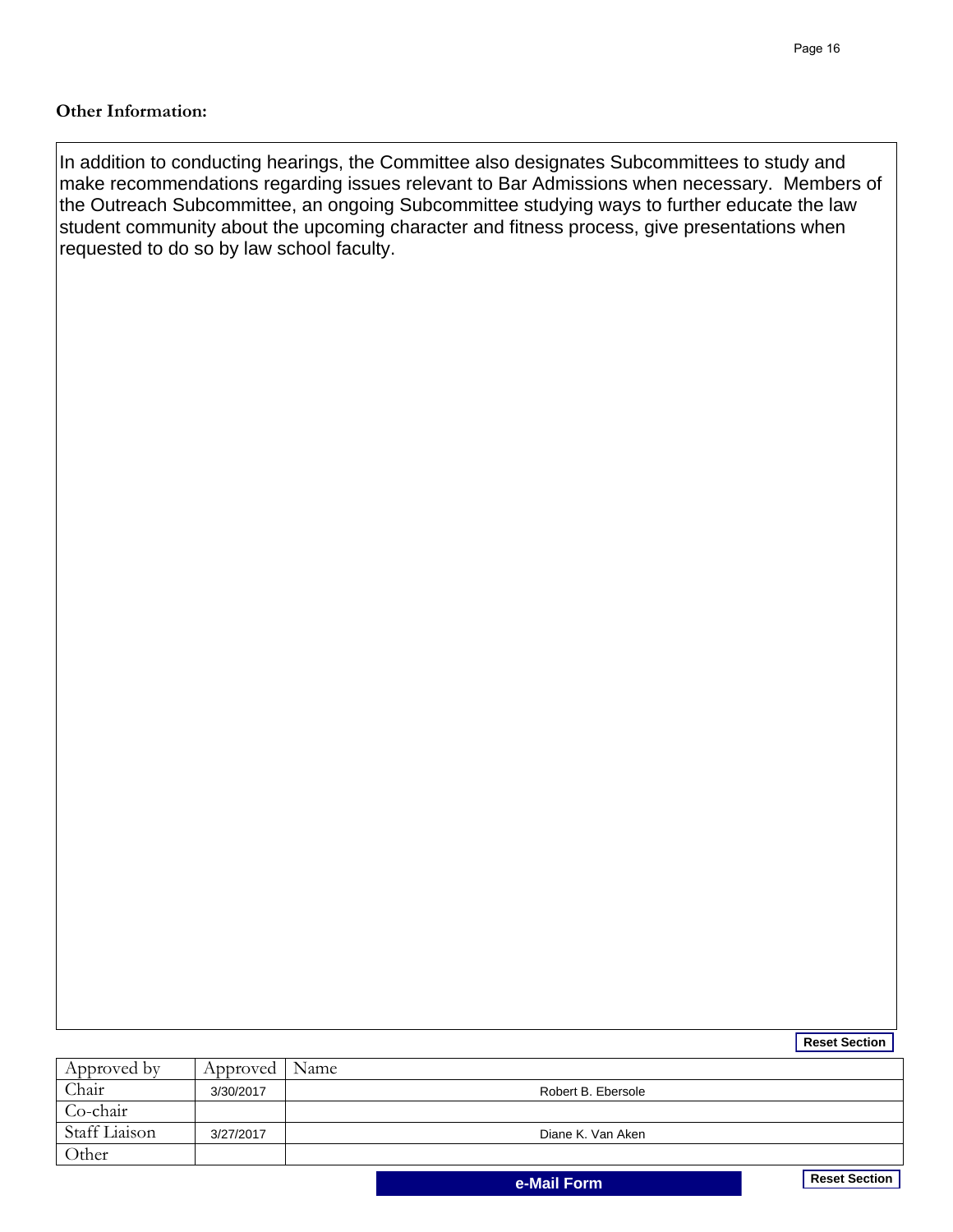**Other Information:**

In addition to conducting hearings, the Committee also designates Subcommittees to study and make recommendations regarding issues relevant to Bar Admissions when necessary. Members of the Outreach Subcommittee, an ongoing Subcommittee studying ways to further educate the law student community about the upcoming character and fitness process, give presentations when requested to do so by law school faculty.

| Approved by | Approved | Name |
|---|---|---|
| Chair | 3/30/2017 | Robert B. Ebersole |
| Co-chair | | |
| Staff Liaison | 3/27/2017 | Diane K. Van Aken |
| Other | | |